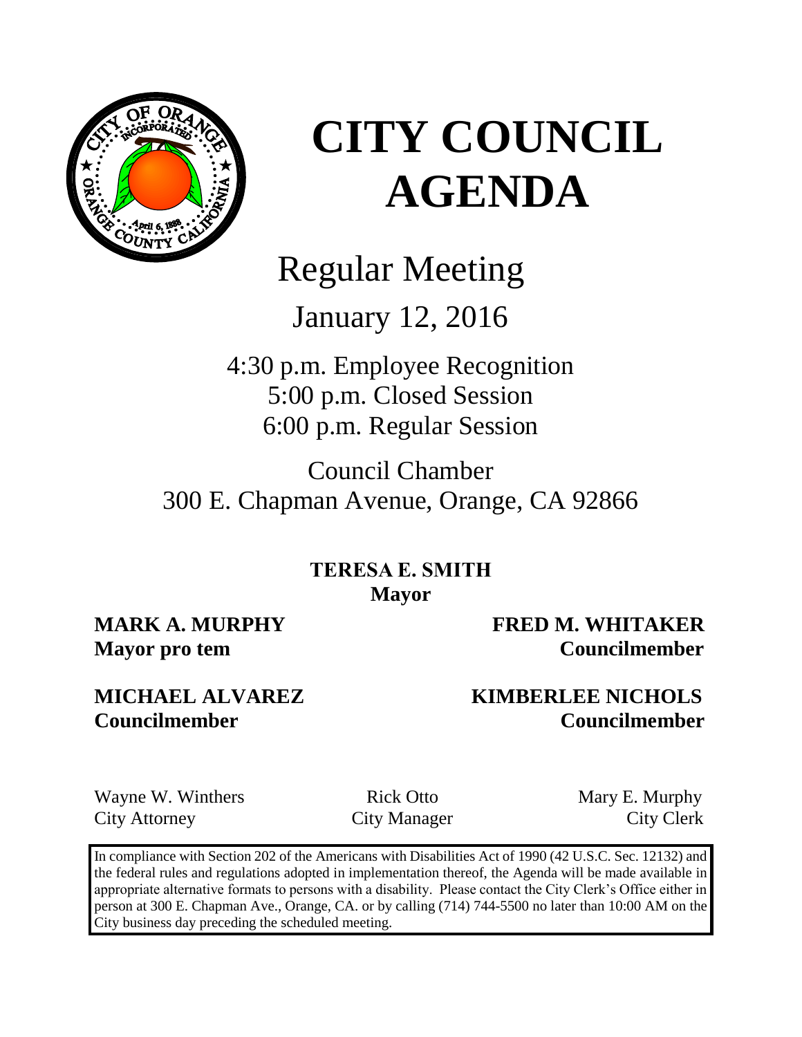# CITY COUNCIL AGENDA

## Regular Meeting

January 12, 2016

4:30 p.m. Employee Recognition
5:00 p.m. Closed Session
6:00 p.m. Regular Session

Council Chamber
300 E. Chapman Avenue, Orange, CA 92866

**TERESA E. SMITH**
**Mayor**

**MARK A. MURPHY**
**Mayor pro tem**

**FRED M. WHITAKER**
**Councilmember**

**MICHAEL ALVAREZ**
**Councilmember**

**KIMBERLEE NICHOLS**
**Councilmember**

Wayne W. Winthers
City Attorney

Rick Otto
City Manager

Mary E. Murphy
City Clerk

In compliance with Section 202 of the Americans with Disabilities Act of 1990 (42 U.S.C. Sec. 12132) and the federal rules and regulations adopted in implementation thereof, the Agenda will be made available in appropriate alternative formats to persons with a disability. Please contact the City Clerk's Office either in person at 300 E. Chapman Ave., Orange, CA. or by calling (714) 744-5500 no later than 10:00 AM on the City business day preceding the scheduled meeting.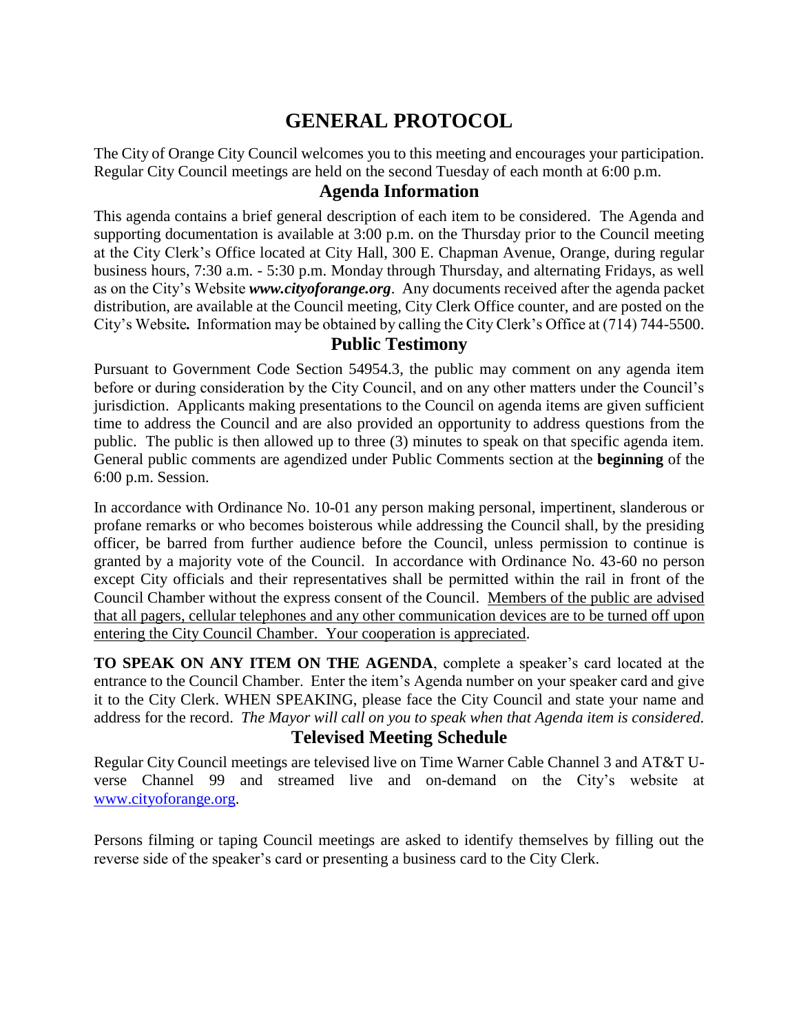# GENERAL PROTOCOL

The City of Orange City Council welcomes you to this meeting and encourages your participation. Regular City Council meetings are held on the second Tuesday of each month at 6:00 p.m.

## Agenda Information

This agenda contains a brief general description of each item to be considered. The Agenda and supporting documentation is available at 3:00 p.m. on the Thursday prior to the Council meeting at the City Clerk's Office located at City Hall, 300 E. Chapman Avenue, Orange, during regular business hours, 7:30 a.m. - 5:30 p.m. Monday through Thursday, and alternating Fridays, as well as on the City's Website ***www.cityoforange.org***. Any documents received after the agenda packet distribution, are available at the Council meeting, City Clerk Office counter, and are posted on the City's Website**.** Information may be obtained by calling the City Clerk's Office at (714) 744-5500.

## Public Testimony

Pursuant to Government Code Section 54954.3, the public may comment on any agenda item before or during consideration by the City Council, and on any other matters under the Council's jurisdiction. Applicants making presentations to the Council on agenda items are given sufficient time to address the Council and are also provided an opportunity to address questions from the public. The public is then allowed up to three (3) minutes to speak on that specific agenda item. General public comments are agendized under Public Comments section at the **beginning** of the 6:00 p.m. Session.

In accordance with Ordinance No. 10-01 any person making personal, impertinent, slanderous or profane remarks or who becomes boisterous while addressing the Council shall, by the presiding officer, be barred from further audience before the Council, unless permission to continue is granted by a majority vote of the Council. In accordance with Ordinance No. 43-60 no person except City officials and their representatives shall be permitted within the rail in front of the Council Chamber without the express consent of the Council. <u>Members of the public are advised that all pagers, cellular telephones and any other communication devices are to be turned off upon entering the City Council Chamber. Your cooperation is appreciated</u>.

**TO SPEAK ON ANY ITEM ON THE AGENDA**, complete a speaker's card located at the entrance to the Council Chamber. Enter the item's Agenda number on your speaker card and give it to the City Clerk. WHEN SPEAKING, please face the City Council and state your name and address for the record. *The Mayor will call on you to speak when that Agenda item is considered.*

## Televised Meeting Schedule

Regular City Council meetings are televised live on Time Warner Cable Channel 3 and AT&T U-verse Channel 99 and streamed live and on-demand on the City's website at www.cityoforange.org.

Persons filming or taping Council meetings are asked to identify themselves by filling out the reverse side of the speaker's card or presenting a business card to the City Clerk.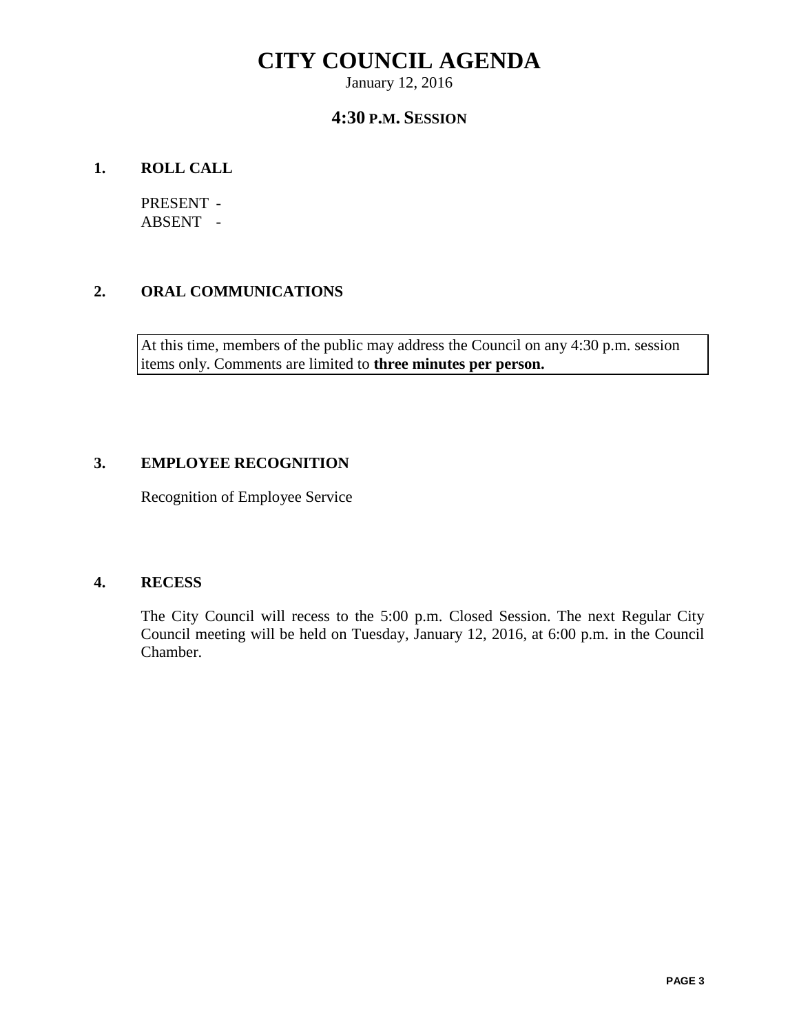# CITY COUNCIL AGENDA

January 12, 2016

## 4:30 P.M. SESSION

### 1. ROLL CALL

PRESENT -
ABSENT -

### 2. ORAL COMMUNICATIONS

At this time, members of the public may address the Council on any 4:30 p.m. session items only. Comments are limited to **three minutes per person.**

### 3. EMPLOYEE RECOGNITION

Recognition of Employee Service

### 4. RECESS

The City Council will recess to the 5:00 p.m. Closed Session. The next Regular City Council meeting will be held on Tuesday, January 12, 2016, at 6:00 p.m. in the Council Chamber.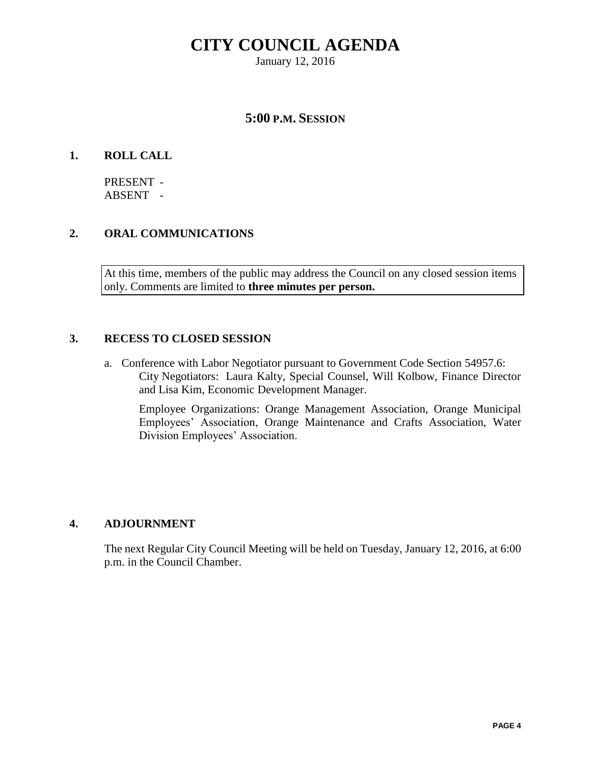# CITY COUNCIL AGENDA

January 12, 2016

## 5:00 P.M. SESSION

### 1. ROLL CALL

PRESENT -
ABSENT -

### 2. ORAL COMMUNICATIONS

At this time, members of the public may address the Council on any closed session items only. Comments are limited to **three minutes per person.**

### 3. RECESS TO CLOSED SESSION

a. Conference with Labor Negotiator pursuant to Government Code Section 54957.6:
City Negotiators: Laura Kalty, Special Counsel, Will Kolbow, Finance Director and Lisa Kim, Economic Development Manager.

Employee Organizations: Orange Management Association, Orange Municipal Employees' Association, Orange Maintenance and Crafts Association, Water Division Employees' Association.

### 4. ADJOURNMENT

The next Regular City Council Meeting will be held on Tuesday, January 12, 2016, at 6:00 p.m. in the Council Chamber.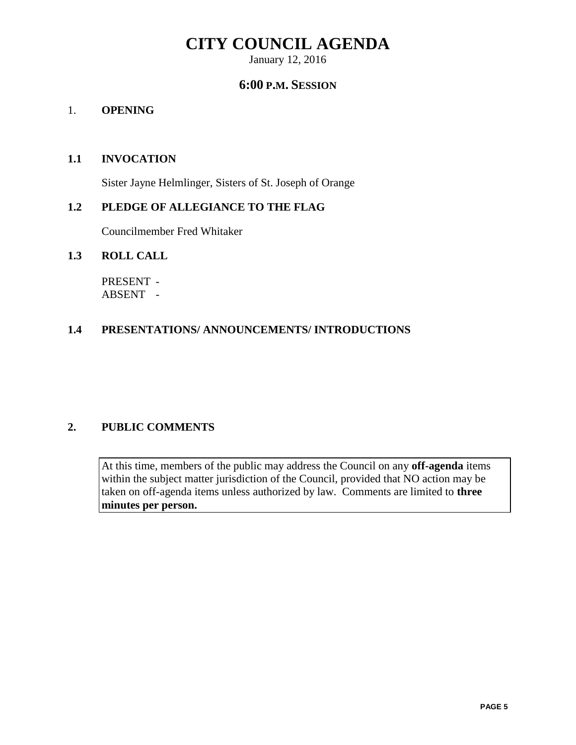# CITY COUNCIL AGENDA

January 12, 2016

## 6:00 P.M. SESSION

### 1. OPENING

### 1.1 INVOCATION

Sister Jayne Helmlinger, Sisters of St. Joseph of Orange

### 1.2 PLEDGE OF ALLEGIANCE TO THE FLAG

Councilmember Fred Whitaker

### 1.3 ROLL CALL

PRESENT -
ABSENT -

### 1.4 PRESENTATIONS/ ANNOUNCEMENTS/ INTRODUCTIONS

### 2. PUBLIC COMMENTS

At this time, members of the public may address the Council on any **off-agenda** items within the subject matter jurisdiction of the Council, provided that NO action may be taken on off-agenda items unless authorized by law. Comments are limited to **three minutes per person.**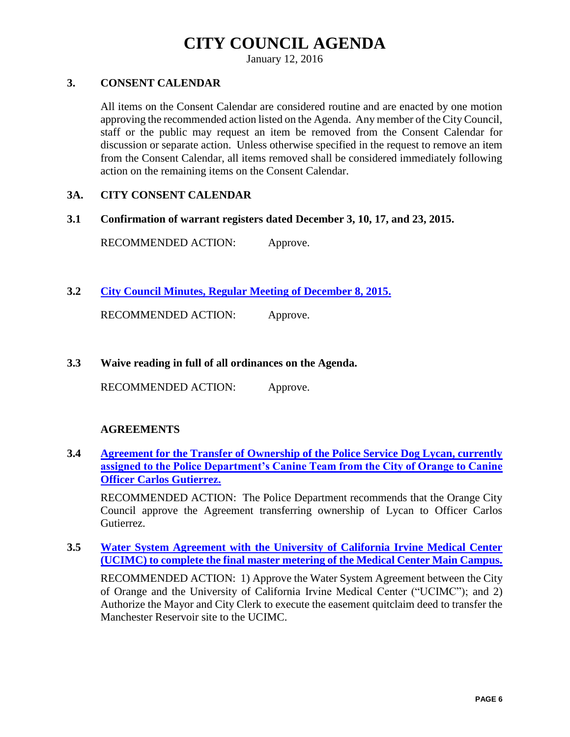# CITY COUNCIL AGENDA

January 12, 2016

## 3. CONSENT CALENDAR

All items on the Consent Calendar are considered routine and are enacted by one motion approving the recommended action listed on the Agenda. Any member of the City Council, staff or the public may request an item be removed from the Consent Calendar for discussion or separate action. Unless otherwise specified in the request to remove an item from the Consent Calendar, all items removed shall be considered immediately following action on the remaining items on the Consent Calendar.

## 3A. CITY CONSENT CALENDAR

**3.1 Confirmation of warrant registers dated December 3, 10, 17, and 23, 2015.**

RECOMMENDED ACTION: Approve.

**3.2 City Council Minutes, Regular Meeting of December 8, 2015.**

RECOMMENDED ACTION: Approve.

**3.3 Waive reading in full of all ordinances on the Agenda.**

RECOMMENDED ACTION: Approve.

### AGREEMENTS

**3.4 Agreement for the Transfer of Ownership of the Police Service Dog Lycan, currently assigned to the Police Department's Canine Team from the City of Orange to Canine Officer Carlos Gutierrez.**

RECOMMENDED ACTION: The Police Department recommends that the Orange City Council approve the Agreement transferring ownership of Lycan to Officer Carlos Gutierrez.

**3.5 Water System Agreement with the University of California Irvine Medical Center (UCIMC) to complete the final master metering of the Medical Center Main Campus.**

RECOMMENDED ACTION: 1) Approve the Water System Agreement between the City of Orange and the University of California Irvine Medical Center ("UCIMC"); and 2) Authorize the Mayor and City Clerk to execute the easement quitclaim deed to transfer the Manchester Reservoir site to the UCIMC.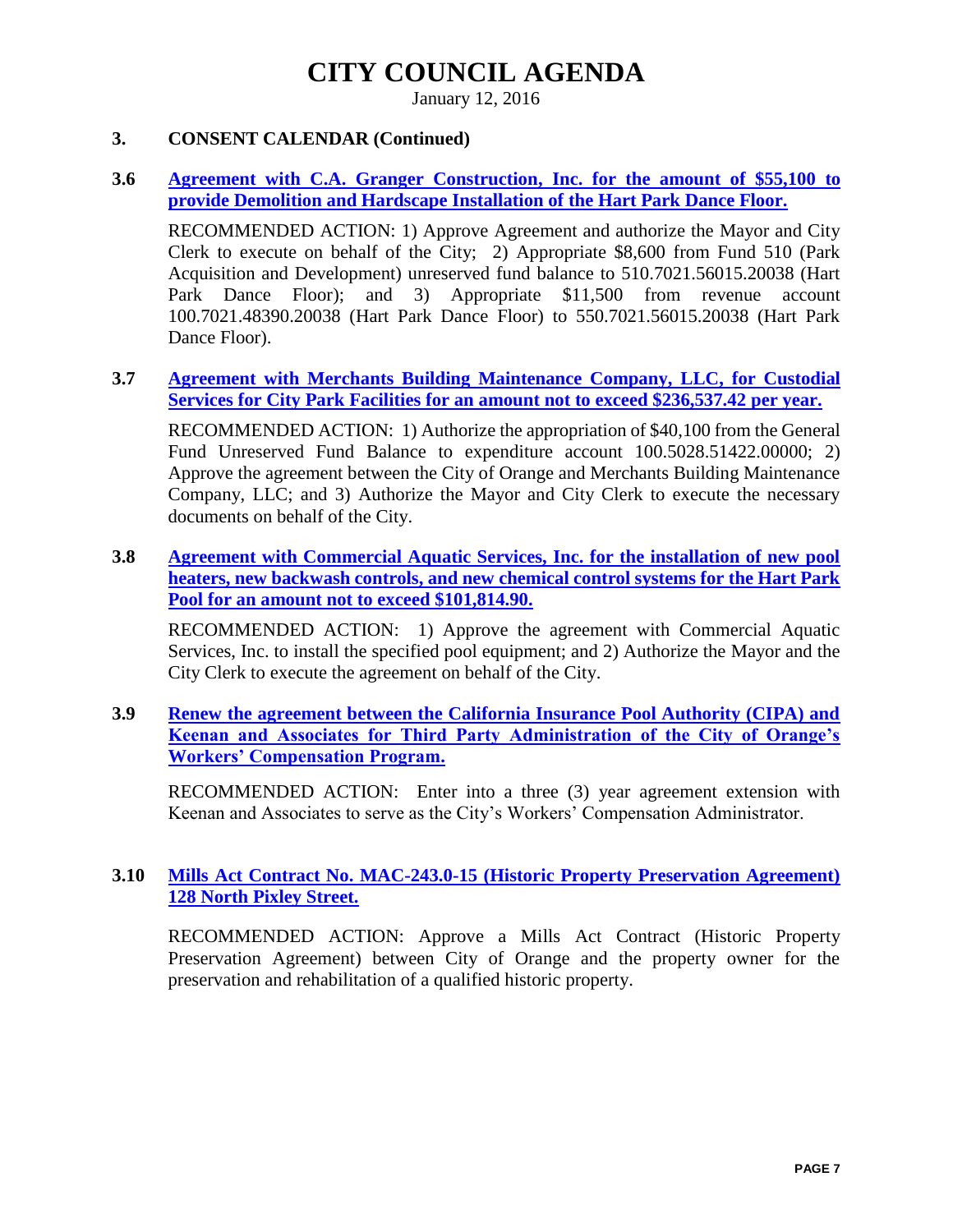# CITY COUNCIL AGENDA

January 12, 2016

## 3. CONSENT CALENDAR (Continued)

### 3.6 Agreement with C.A. Granger Construction, Inc. for the amount of $55,100 to provide Demolition and Hardscape Installation of the Hart Park Dance Floor.

RECOMMENDED ACTION: 1) Approve Agreement and authorize the Mayor and City Clerk to execute on behalf of the City; 2) Appropriate $8,600 from Fund 510 (Park Acquisition and Development) unreserved fund balance to 510.7021.56015.20038 (Hart Park Dance Floor); and 3) Appropriate $11,500 from revenue account 100.7021.48390.20038 (Hart Park Dance Floor) to 550.7021.56015.20038 (Hart Park Dance Floor).

### 3.7 Agreement with Merchants Building Maintenance Company, LLC, for Custodial Services for City Park Facilities for an amount not to exceed $236,537.42 per year.

RECOMMENDED ACTION: 1) Authorize the appropriation of $40,100 from the General Fund Unreserved Fund Balance to expenditure account 100.5028.51422.00000; 2) Approve the agreement between the City of Orange and Merchants Building Maintenance Company, LLC; and 3) Authorize the Mayor and City Clerk to execute the necessary documents on behalf of the City.

### 3.8 Agreement with Commercial Aquatic Services, Inc. for the installation of new pool heaters, new backwash controls, and new chemical control systems for the Hart Park Pool for an amount not to exceed $101,814.90.

RECOMMENDED ACTION: 1) Approve the agreement with Commercial Aquatic Services, Inc. to install the specified pool equipment; and 2) Authorize the Mayor and the City Clerk to execute the agreement on behalf of the City.

### 3.9 Renew the agreement between the California Insurance Pool Authority (CIPA) and Keenan and Associates for Third Party Administration of the City of Orange's Workers' Compensation Program.

RECOMMENDED ACTION: Enter into a three (3) year agreement extension with Keenan and Associates to serve as the City's Workers' Compensation Administrator.

### 3.10 Mills Act Contract No. MAC-243.0-15 (Historic Property Preservation Agreement) 128 North Pixley Street.

RECOMMENDED ACTION: Approve a Mills Act Contract (Historic Property Preservation Agreement) between City of Orange and the property owner for the preservation and rehabilitation of a qualified historic property.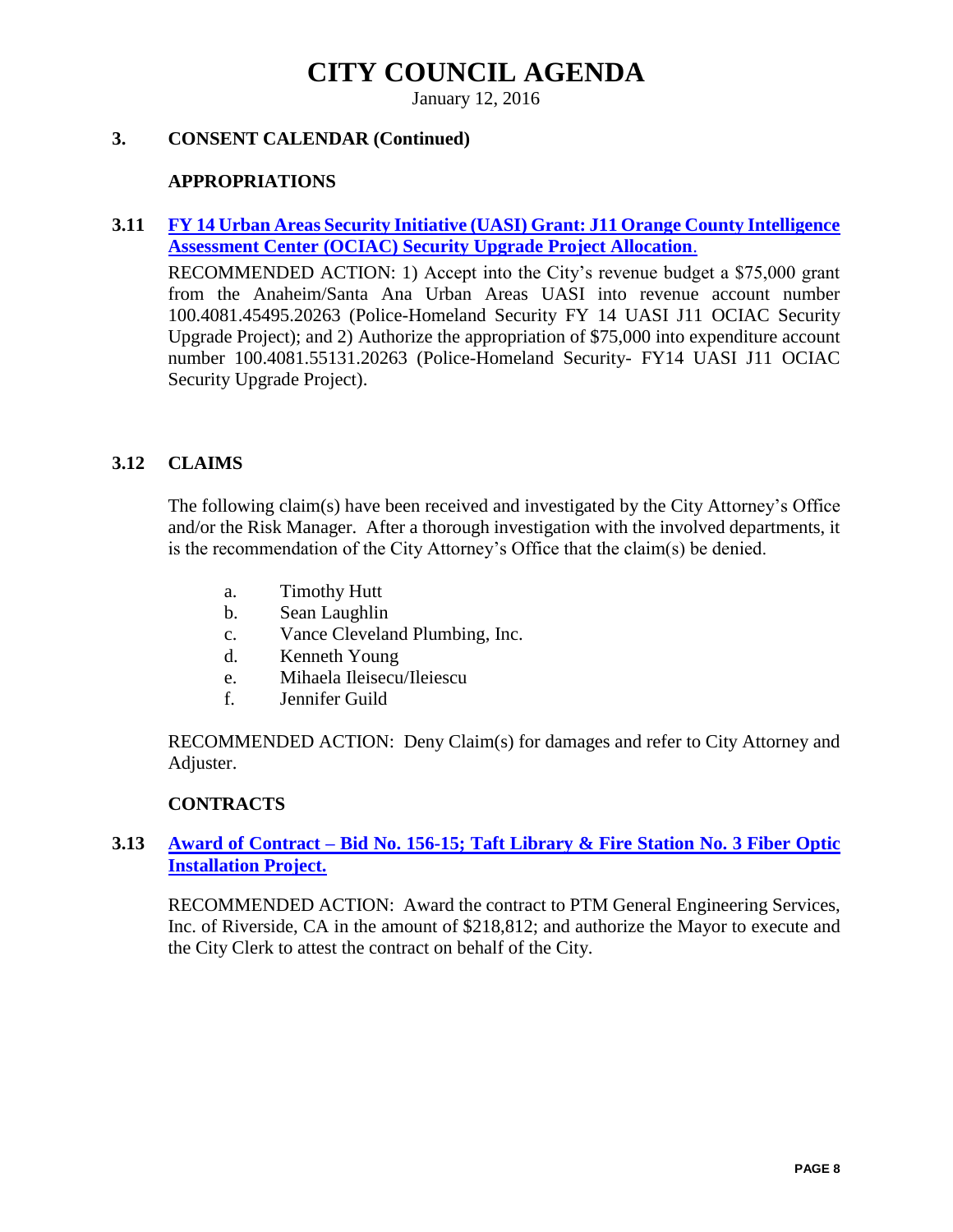# CITY COUNCIL AGENDA

January 12, 2016

## 3. CONSENT CALENDAR (Continued)

### APPROPRIATIONS

**3.11 FY 14 Urban Areas Security Initiative (UASI) Grant: J11 Orange County Intelligence Assessment Center (OCIAC) Security Upgrade Project Allocation.**

RECOMMENDED ACTION: 1) Accept into the City's revenue budget a $75,000 grant from the Anaheim/Santa Ana Urban Areas UASI into revenue account number 100.4081.45495.20263 (Police-Homeland Security FY 14 UASI J11 OCIAC Security Upgrade Project); and 2) Authorize the appropriation of $75,000 into expenditure account number 100.4081.55131.20263 (Police-Homeland Security- FY14 UASI J11 OCIAC Security Upgrade Project).

**3.12 CLAIMS**

The following claim(s) have been received and investigated by the City Attorney's Office and/or the Risk Manager. After a thorough investigation with the involved departments, it is the recommendation of the City Attorney's Office that the claim(s) be denied.

a. Timothy Hutt
b. Sean Laughlin
c. Vance Cleveland Plumbing, Inc.
d. Kenneth Young
e. Mihaela Ileisecu/Ileiescu
f. Jennifer Guild

RECOMMENDED ACTION: Deny Claim(s) for damages and refer to City Attorney and Adjuster.

### CONTRACTS

**3.13 Award of Contract – Bid No. 156-15; Taft Library & Fire Station No. 3 Fiber Optic Installation Project.**

RECOMMENDED ACTION: Award the contract to PTM General Engineering Services, Inc. of Riverside, CA in the amount of $218,812; and authorize the Mayor to execute and the City Clerk to attest the contract on behalf of the City.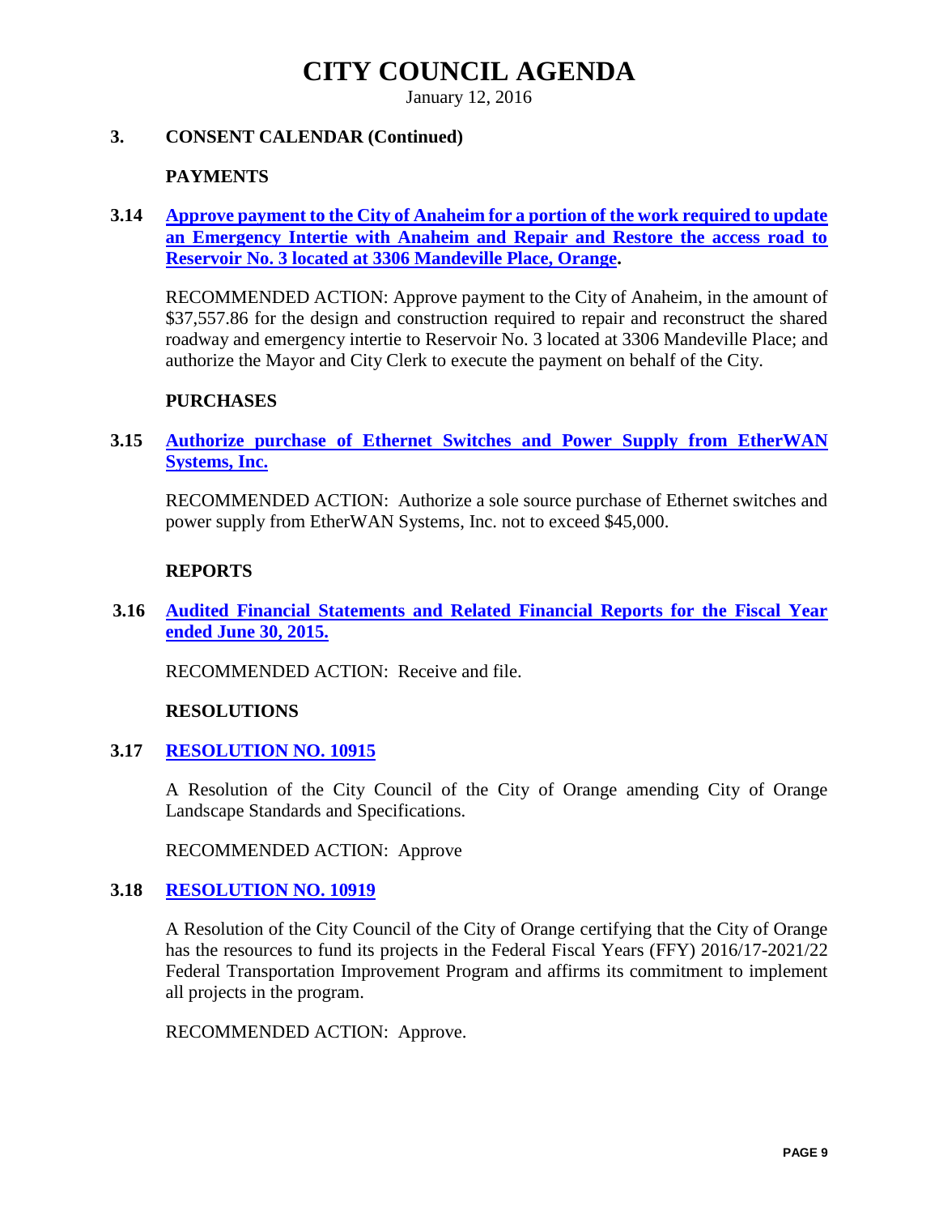# CITY COUNCIL AGENDA

January 12, 2016

## 3. CONSENT CALENDAR (Continued)

### PAYMENTS

**3.14 Approve payment to the City of Anaheim for a portion of the work required to update an Emergency Intertie with Anaheim and Repair and Restore the access road to Reservoir No. 3 located at 3306 Mandeville Place, Orange.**

RECOMMENDED ACTION: Approve payment to the City of Anaheim, in the amount of $37,557.86 for the design and construction required to repair and reconstruct the shared roadway and emergency intertie to Reservoir No. 3 located at 3306 Mandeville Place; and authorize the Mayor and City Clerk to execute the payment on behalf of the City.

### PURCHASES

**3.15 Authorize purchase of Ethernet Switches and Power Supply from EtherWAN Systems, Inc.**

RECOMMENDED ACTION: Authorize a sole source purchase of Ethernet switches and power supply from EtherWAN Systems, Inc. not to exceed $45,000.

### REPORTS

**3.16 Audited Financial Statements and Related Financial Reports for the Fiscal Year ended June 30, 2015.**

RECOMMENDED ACTION: Receive and file.

### RESOLUTIONS

**3.17 RESOLUTION NO. 10915**

A Resolution of the City Council of the City of Orange amending City of Orange Landscape Standards and Specifications.

RECOMMENDED ACTION: Approve

**3.18 RESOLUTION NO. 10919**

A Resolution of the City Council of the City of Orange certifying that the City of Orange has the resources to fund its projects in the Federal Fiscal Years (FFY) 2016/17-2021/22 Federal Transportation Improvement Program and affirms its commitment to implement all projects in the program.

RECOMMENDED ACTION: Approve.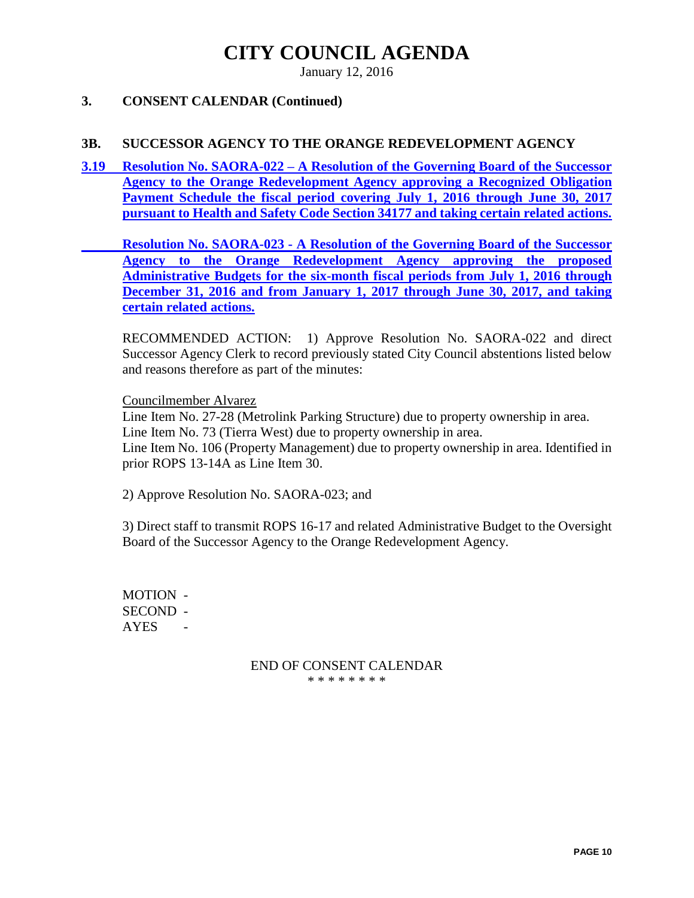# CITY COUNCIL AGENDA

January 12, 2016

## 3. CONSENT CALENDAR (Continued)

### 3B. SUCCESSOR AGENCY TO THE ORANGE REDEVELOPMENT AGENCY

**3.19 Resolution No. SAORA-022 – A Resolution of the Governing Board of the Successor Agency to the Orange Redevelopment Agency approving a Recognized Obligation Payment Schedule the fiscal period covering July 1, 2016 through June 30, 2017 pursuant to Health and Safety Code Section 34177 and taking certain related actions.**

**Resolution No. SAORA-023 - A Resolution of the Governing Board of the Successor Agency to the Orange Redevelopment Agency approving the proposed Administrative Budgets for the six-month fiscal periods from July 1, 2016 through December 31, 2016 and from January 1, 2017 through June 30, 2017, and taking certain related actions.**

RECOMMENDED ACTION: 1) Approve Resolution No. SAORA-022 and direct Successor Agency Clerk to record previously stated City Council abstentions listed below and reasons therefore as part of the minutes:

Councilmember Alvarez

Line Item No. 27-28 (Metrolink Parking Structure) due to property ownership in area.
Line Item No. 73 (Tierra West) due to property ownership in area.
Line Item No. 106 (Property Management) due to property ownership in area. Identified in prior ROPS 13-14A as Line Item 30.

2) Approve Resolution No. SAORA-023; and

3) Direct staff to transmit ROPS 16-17 and related Administrative Budget to the Oversight Board of the Successor Agency to the Orange Redevelopment Agency.

MOTION -
SECOND -
AYES -

END OF CONSENT CALENDAR

* * * * * * * *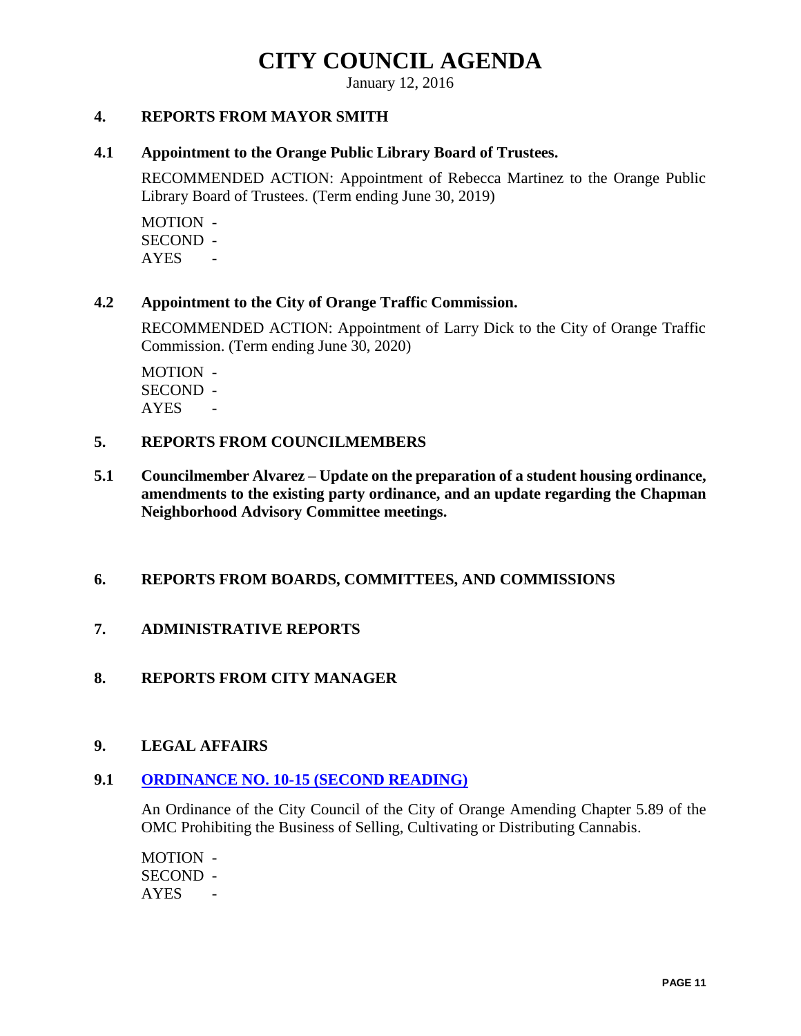# CITY COUNCIL AGENDA

January 12, 2016

## 4. REPORTS FROM MAYOR SMITH

### 4.1 Appointment to the Orange Public Library Board of Trustees.

RECOMMENDED ACTION: Appointment of Rebecca Martinez to the Orange Public Library Board of Trustees. (Term ending June 30, 2019)

MOTION -
SECOND -
AYES -

### 4.2 Appointment to the City of Orange Traffic Commission.

RECOMMENDED ACTION: Appointment of Larry Dick to the City of Orange Traffic Commission. (Term ending June 30, 2020)

MOTION -
SECOND -
AYES -

## 5. REPORTS FROM COUNCILMEMBERS

### 5.1 Councilmember Alvarez – Update on the preparation of a student housing ordinance, amendments to the existing party ordinance, and an update regarding the Chapman Neighborhood Advisory Committee meetings.

## 6. REPORTS FROM BOARDS, COMMITTEES, AND COMMISSIONS

## 7. ADMINISTRATIVE REPORTS

## 8. REPORTS FROM CITY MANAGER

## 9. LEGAL AFFAIRS

### 9.1 ORDINANCE NO. 10-15 (SECOND READING)

An Ordinance of the City Council of the City of Orange Amending Chapter 5.89 of the OMC Prohibiting the Business of Selling, Cultivating or Distributing Cannabis.

MOTION -
SECOND -
AYES -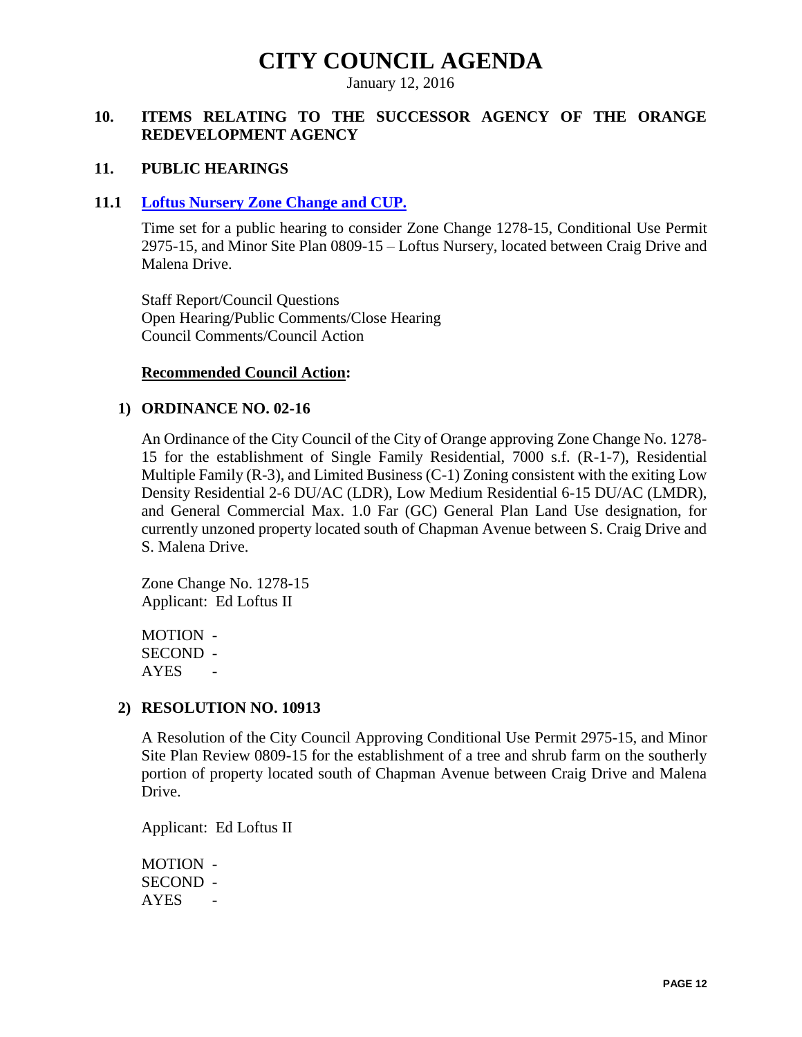# CITY COUNCIL AGENDA

January 12, 2016

## 10. ITEMS RELATING TO THE SUCCESSOR AGENCY OF THE ORANGE REDEVELOPMENT AGENCY

## 11. PUBLIC HEARINGS

### 11.1 Loftus Nursery Zone Change and CUP.

Time set for a public hearing to consider Zone Change 1278-15, Conditional Use Permit 2975-15, and Minor Site Plan 0809-15 – Loftus Nursery, located between Craig Drive and Malena Drive.

Staff Report/Council Questions
Open Hearing/Public Comments/Close Hearing
Council Comments/Council Action

**Recommended Council Action:**

**1) ORDINANCE NO. 02-16**

An Ordinance of the City Council of the City of Orange approving Zone Change No. 1278-15 for the establishment of Single Family Residential, 7000 s.f. (R-1-7), Residential Multiple Family (R-3), and Limited Business (C-1) Zoning consistent with the exiting Low Density Residential 2-6 DU/AC (LDR), Low Medium Residential 6-15 DU/AC (LMDR), and General Commercial Max. 1.0 Far (GC) General Plan Land Use designation, for currently unzoned property located south of Chapman Avenue between S. Craig Drive and S. Malena Drive.

Zone Change No. 1278-15
Applicant: Ed Loftus II

MOTION -
SECOND -
AYES -

**2) RESOLUTION NO. 10913**

A Resolution of the City Council Approving Conditional Use Permit 2975-15, and Minor Site Plan Review 0809-15 for the establishment of a tree and shrub farm on the southerly portion of property located south of Chapman Avenue between Craig Drive and Malena Drive.

Applicant: Ed Loftus II

MOTION -
SECOND -
AYES -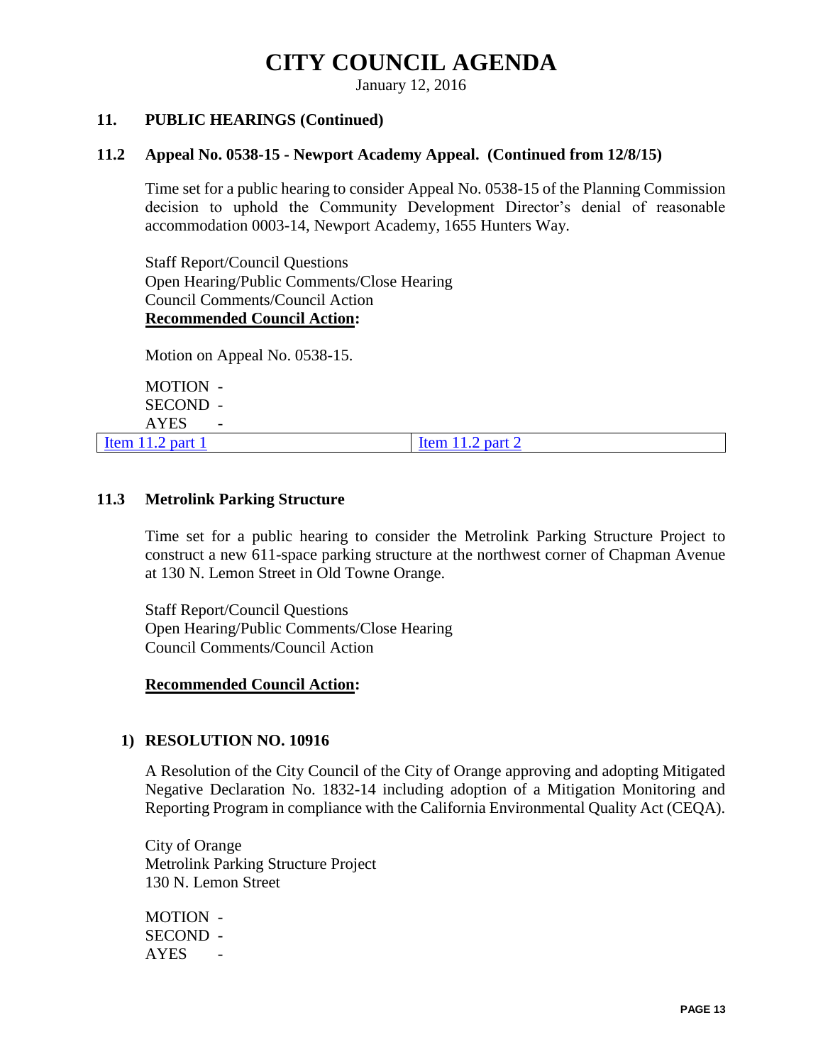# CITY COUNCIL AGENDA

January 12, 2016

## 11. PUBLIC HEARINGS (Continued)

### 11.2 Appeal No. 0538-15 - Newport Academy Appeal. (Continued from 12/8/15)

Time set for a public hearing to consider Appeal No. 0538-15 of the Planning Commission decision to uphold the Community Development Director's denial of reasonable accommodation 0003-14, Newport Academy, 1655 Hunters Way.

Staff Report/Council Questions
Open Hearing/Public Comments/Close Hearing
Council Comments/Council Action
**Recommended Council Action:**

Motion on Appeal No. 0538-15.

MOTION -
SECOND -
AYES -

| Item 11.2 part 1 | Item 11.2 part 2 |
|---|---|

### 11.3 Metrolink Parking Structure

Time set for a public hearing to consider the Metrolink Parking Structure Project to construct a new 611-space parking structure at the northwest corner of Chapman Avenue at 130 N. Lemon Street in Old Towne Orange.

Staff Report/Council Questions
Open Hearing/Public Comments/Close Hearing
Council Comments/Council Action

**Recommended Council Action:**

**1) RESOLUTION NO. 10916**

A Resolution of the City Council of the City of Orange approving and adopting Mitigated Negative Declaration No. 1832-14 including adoption of a Mitigation Monitoring and Reporting Program in compliance with the California Environmental Quality Act (CEQA).

City of Orange
Metrolink Parking Structure Project
130 N. Lemon Street

MOTION -
SECOND -
AYES -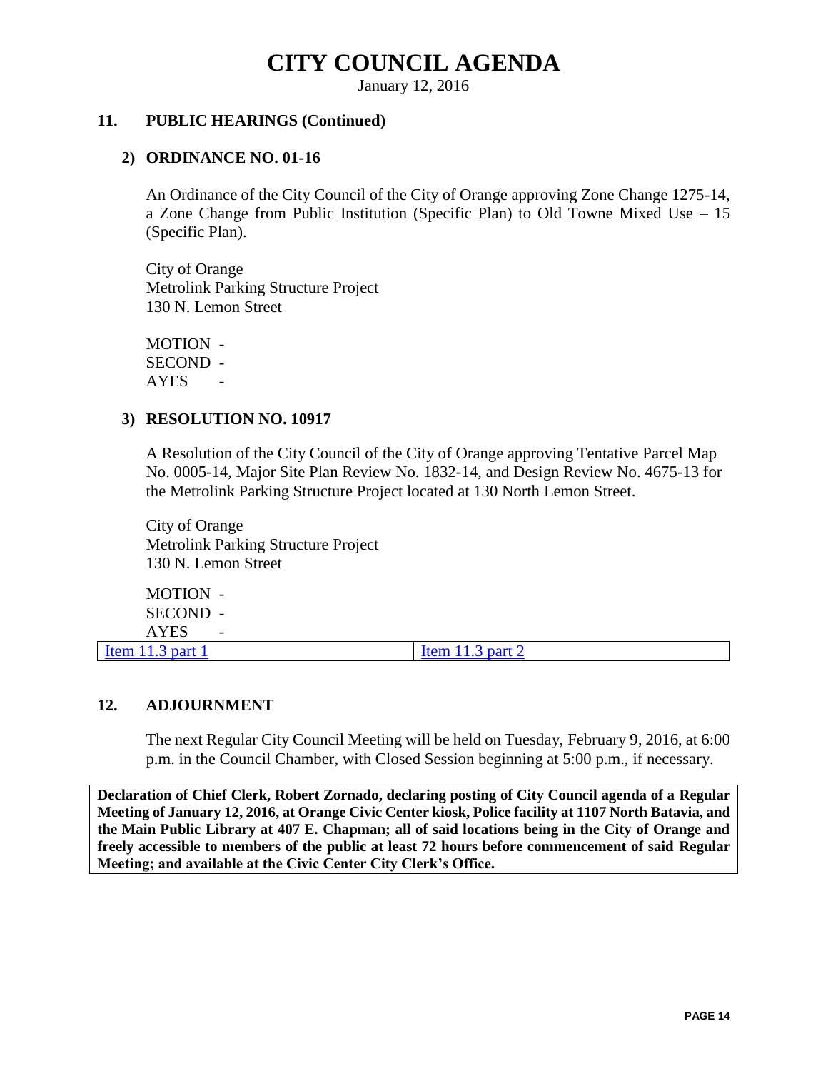# CITY COUNCIL AGENDA

January 12, 2016

## 11. PUBLIC HEARINGS (Continued)

### 2) ORDINANCE NO. 01-16

An Ordinance of the City Council of the City of Orange approving Zone Change 1275-14, a Zone Change from Public Institution (Specific Plan) to Old Towne Mixed Use – 15 (Specific Plan).

City of Orange
Metrolink Parking Structure Project
130 N. Lemon Street

MOTION -
SECOND -
AYES -

### 3) RESOLUTION NO. 10917

A Resolution of the City Council of the City of Orange approving Tentative Parcel Map No. 0005-14, Major Site Plan Review No. 1832-14, and Design Review No. 4675-13 for the Metrolink Parking Structure Project located at 130 North Lemon Street.

City of Orange
Metrolink Parking Structure Project
130 N. Lemon Street

MOTION -
SECOND -
AYES -

| | |
|---|---|
| Item 11.3 part 1 | Item 11.3 part 2 |

## 12. ADJOURNMENT

The next Regular City Council Meeting will be held on Tuesday, February 9, 2016, at 6:00 p.m. in the Council Chamber, with Closed Session beginning at 5:00 p.m., if necessary.

**Declaration of Chief Clerk, Robert Zornado, declaring posting of City Council agenda of a Regular Meeting of January 12, 2016, at Orange Civic Center kiosk, Police facility at 1107 North Batavia, and the Main Public Library at 407 E. Chapman; all of said locations being in the City of Orange and freely accessible to members of the public at least 72 hours before commencement of said Regular Meeting; and available at the Civic Center City Clerk's Office.**